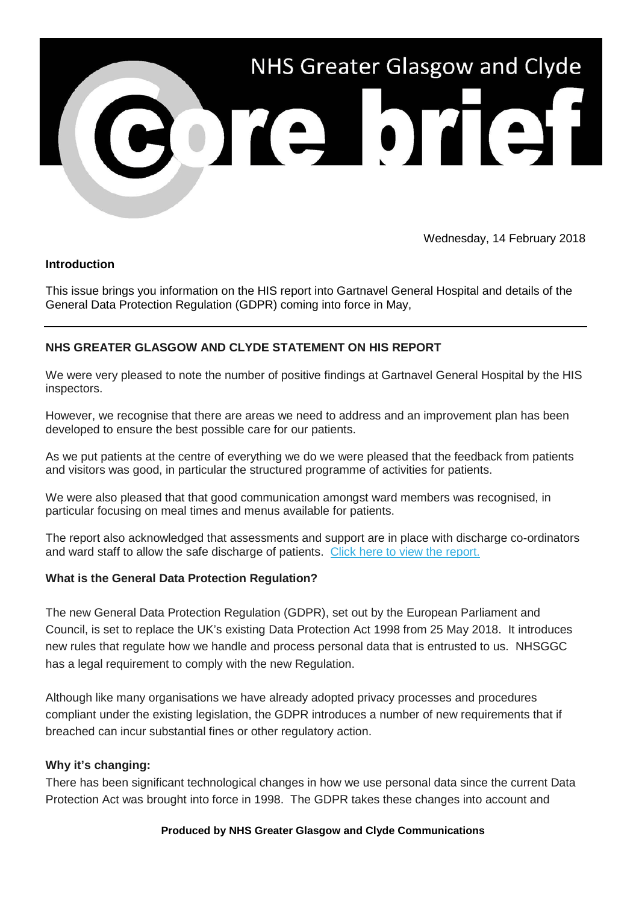# NHS Greater Glasgow and Clyde

# core brief

Wednesday, 14 February 2018

**Introduction**

This issue brings you information on the HIS report into Gartnavel General Hospital and details of the General Data Protection Regulation (GDPR) coming into force in May,

---

## NHS GREATER GLASGOW AND CLYDE STATEMENT ON HIS REPORT

We were very pleased to note the number of positive findings at Gartnavel General Hospital by the HIS inspectors.

However, we recognise that there are areas we need to address and an improvement plan has been developed to ensure the best possible care for our patients.

As we put patients at the centre of everything we do we were pleased that the feedback from patients and visitors was good, in particular the structured programme of activities for patients.

We were also pleased that that good communication amongst ward members was recognised, in particular focusing on meal times and menus available for patients.

The report also acknowledged that assessments and support are in place with discharge co-ordinators and ward staff to allow the safe discharge of patients. Click here to view the report.

### What is the General Data Protection Regulation?

The new General Data Protection Regulation (GDPR), set out by the European Parliament and Council, is set to replace the UK's existing Data Protection Act 1998 from 25 May 2018. It introduces new rules that regulate how we handle and process personal data that is entrusted to us. NHSGGC has a legal requirement to comply with the new Regulation.

Although like many organisations we have already adopted privacy processes and procedures compliant under the existing legislation, the GDPR introduces a number of new requirements that if breached can incur substantial fines or other regulatory action.

**Why it's changing:**

There has been significant technological changes in how we use personal data since the current Data Protection Act was brought into force in 1998. The GDPR takes these changes into account and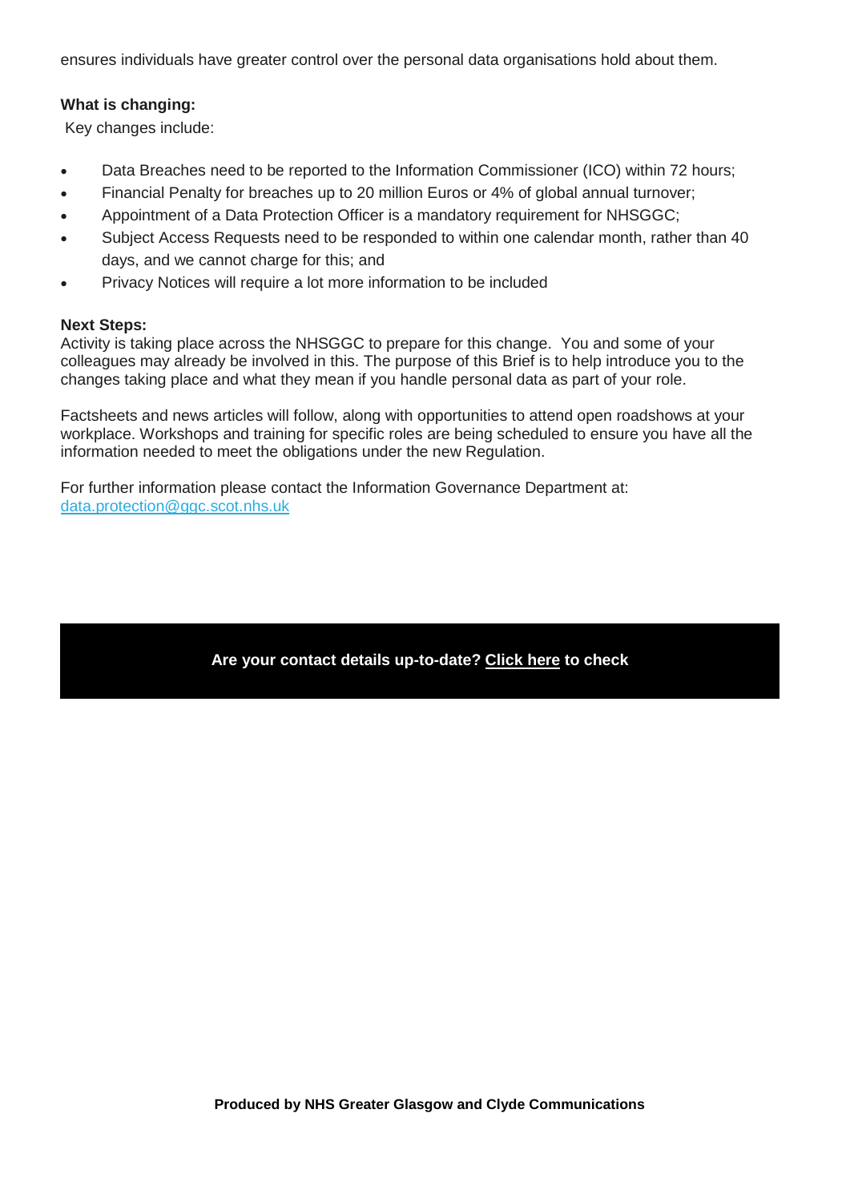ensures individuals have greater control over the personal data organisations hold about them.

**What is changing:**

Key changes include:

- Data Breaches need to be reported to the Information Commissioner (ICO) within 72 hours;
- Financial Penalty for breaches up to 20 million Euros or 4% of global annual turnover;
- Appointment of a Data Protection Officer is a mandatory requirement for NHSGGC;
- Subject Access Requests need to be responded to within one calendar month, rather than 40 days, and we cannot charge for this; and
- Privacy Notices will require a lot more information to be included

**Next Steps:**

Activity is taking place across the NHSGGC to prepare for this change. You and some of your colleagues may already be involved in this. The purpose of this Brief is to help introduce you to the changes taking place and what they mean if you handle personal data as part of your role.

Factsheets and news articles will follow, along with opportunities to attend open roadshows at your workplace. Workshops and training for specific roles are being scheduled to ensure you have all the information needed to meet the obligations under the new Regulation.

For further information please contact the Information Governance Department at: data.protection@ggc.scot.nhs.uk

**Are your contact details up-to-date? Click here to check**

**Produced by NHS Greater Glasgow and Clyde Communications**